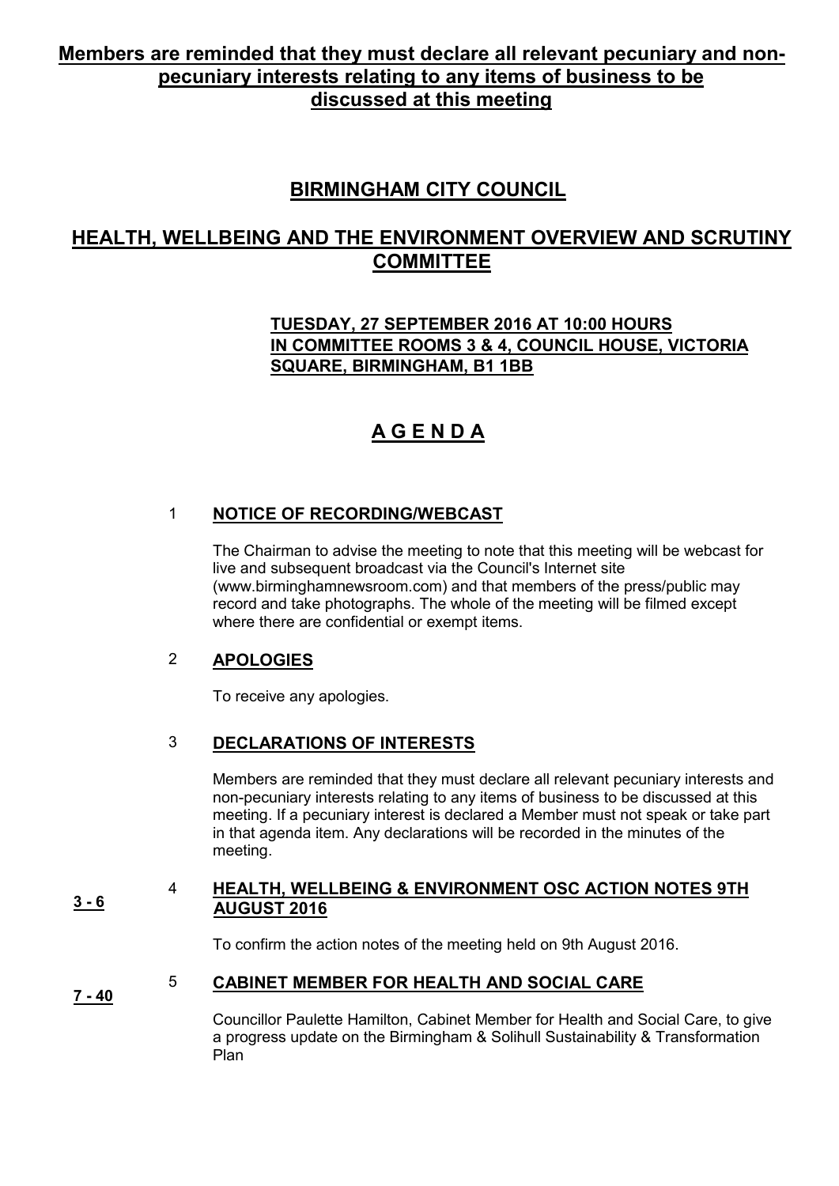**Members are reminded that they must declare all relevant pecuniary and non-pecuniary interests relating to any items of business to be discussed at this meeting**

# BIRMINGHAM CITY COUNCIL

# HEALTH, WELLBEING AND THE ENVIRONMENT OVERVIEW AND SCRUTINY COMMITTEE

**TUESDAY, 27 SEPTEMBER 2016 AT 10:00 HOURS IN COMMITTEE ROOMS 3 & 4, COUNCIL HOUSE, VICTORIA SQUARE, BIRMINGHAM, B1 1BB**

# A G E N D A

## 1 NOTICE OF RECORDING/WEBCAST

The Chairman to advise the meeting to note that this meeting will be webcast for live and subsequent broadcast via the Council's Internet site (www.birminghamnewsroom.com) and that members of the press/public may record and take photographs. The whole of the meeting will be filmed except where there are confidential or exempt items.

## 2 APOLOGIES

To receive any apologies.

## 3 DECLARATIONS OF INTERESTS

Members are reminded that they must declare all relevant pecuniary interests and non-pecuniary interests relating to any items of business to be discussed at this meeting. If a pecuniary interest is declared a Member must not speak or take part in that agenda item. Any declarations will be recorded in the minutes of the meeting.

## 4 HEALTH, WELLBEING & ENVIRONMENT OSC ACTION NOTES 9TH AUGUST 2016

**3 - 6**

To confirm the action notes of the meeting held on 9th August 2016.

## 5 CABINET MEMBER FOR HEALTH AND SOCIAL CARE

**7 - 40**

Councillor Paulette Hamilton, Cabinet Member for Health and Social Care, to give a progress update on the Birmingham & Solihull Sustainability & Transformation Plan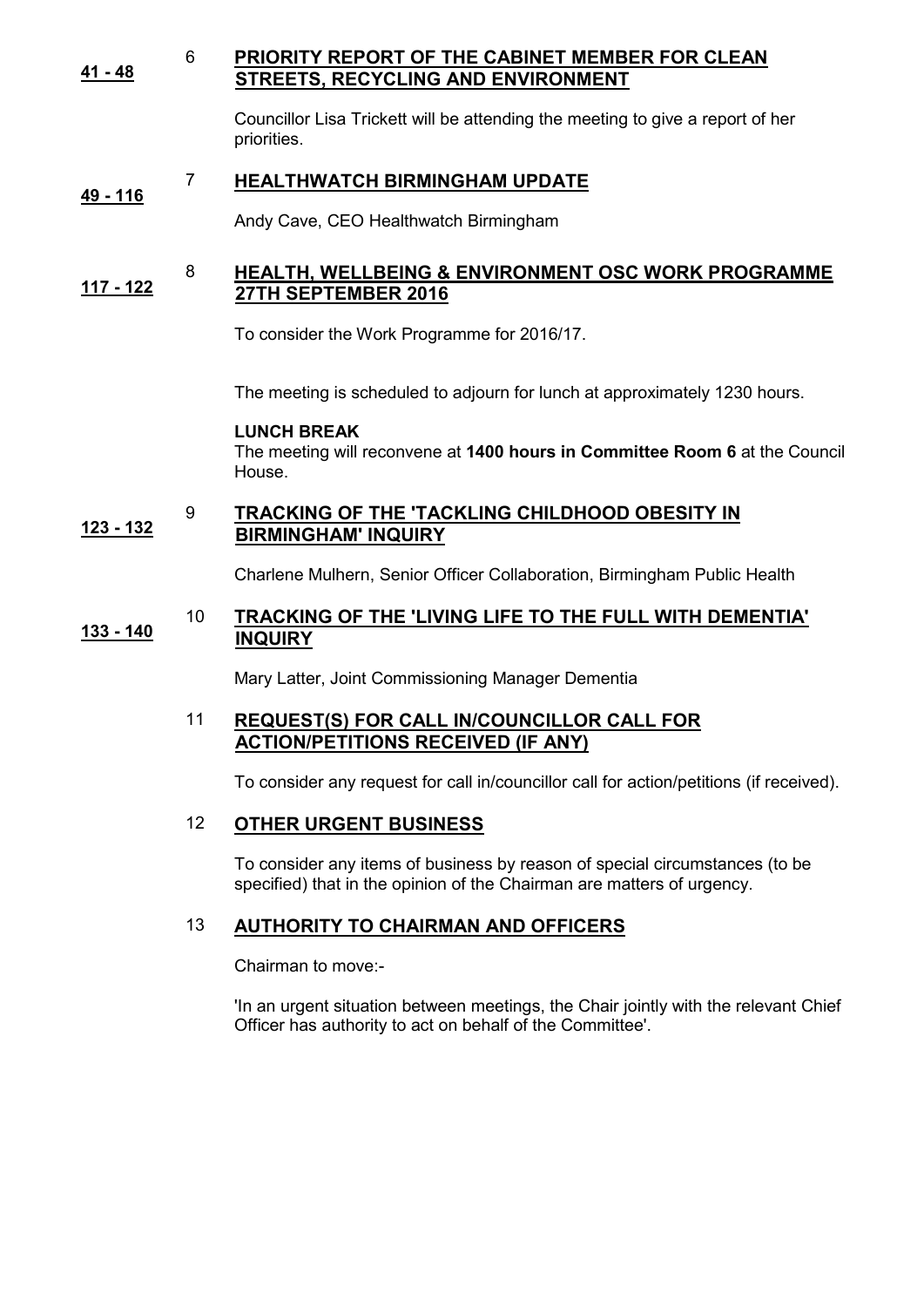**41 - 48** 6 **PRIORITY REPORT OF THE CABINET MEMBER FOR CLEAN STREETS, RECYCLING AND ENVIRONMENT**

Councillor Lisa Trickett will be attending the meeting to give a report of her priorities.

**49 - 116** 7 **HEALTHWATCH BIRMINGHAM UPDATE**

Andy Cave, CEO Healthwatch Birmingham

**117 - 122** 8 **HEALTH, WELLBEING & ENVIRONMENT OSC WORK PROGRAMME 27TH SEPTEMBER 2016**

To consider the Work Programme for 2016/17.

The meeting is scheduled to adjourn for lunch at approximately 1230 hours.

**LUNCH BREAK**
The meeting will reconvene at **1400 hours in Committee Room 6** at the Council House.

**123 - 132** 9 **TRACKING OF THE 'TACKLING CHILDHOOD OBESITY IN BIRMINGHAM' INQUIRY**

Charlene Mulhern, Senior Officer Collaboration, Birmingham Public Health

**133 - 140** 10 **TRACKING OF THE 'LIVING LIFE TO THE FULL WITH DEMENTIA' INQUIRY**

Mary Latter, Joint Commissioning Manager Dementia

11 **REQUEST(S) FOR CALL IN/COUNCILLOR CALL FOR ACTION/PETITIONS RECEIVED (IF ANY)**

To consider any request for call in/councillor call for action/petitions (if received).

12 **OTHER URGENT BUSINESS**

To consider any items of business by reason of special circumstances (to be specified) that in the opinion of the Chairman are matters of urgency.

13 **AUTHORITY TO CHAIRMAN AND OFFICERS**

Chairman to move:-

'In an urgent situation between meetings, the Chair jointly with the relevant Chief Officer has authority to act on behalf of the Committee'.